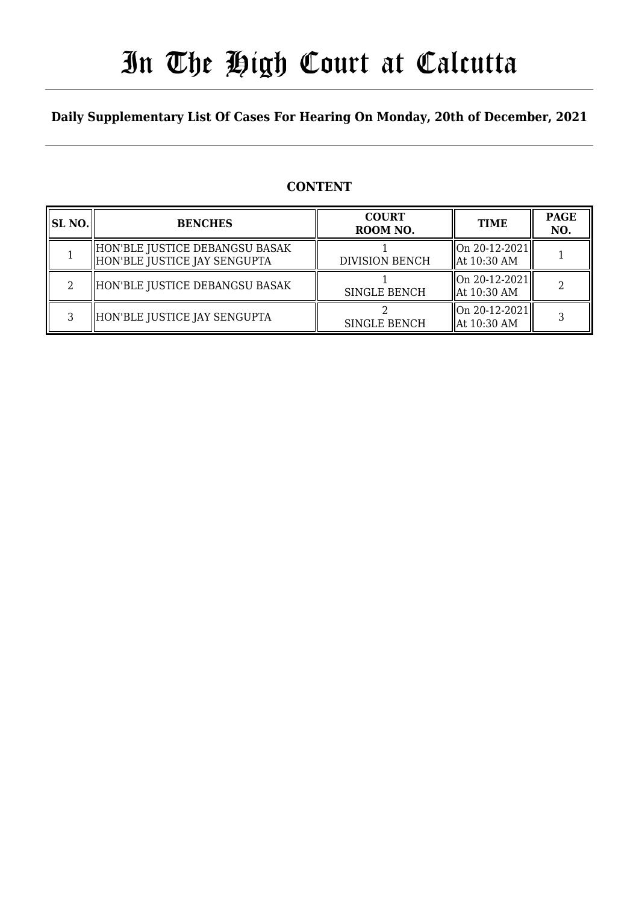# In The High Court at Calcutta

**Daily Supplementary List Of Cases For Hearing On Monday, 20th of December, 2021**

## CONTENT

| SL NO. | BENCHES | COURT ROOM NO. | TIME | PAGE NO. |
|---|---|---|---|---|
| 1 | HON'BLE JUSTICE DEBANGSU BASAK<br>HON'BLE JUSTICE JAY SENGUPTA | 1<br>DIVISION BENCH | On 20-12-2021<br>At 10:30 AM | 1 |
| 2 | HON'BLE JUSTICE DEBANGSU BASAK | 1<br>SINGLE BENCH | On 20-12-2021<br>At 10:30 AM | 2 |
| 3 | HON'BLE JUSTICE JAY SENGUPTA | 2<br>SINGLE BENCH | On 20-12-2021<br>At 10:30 AM | 3 |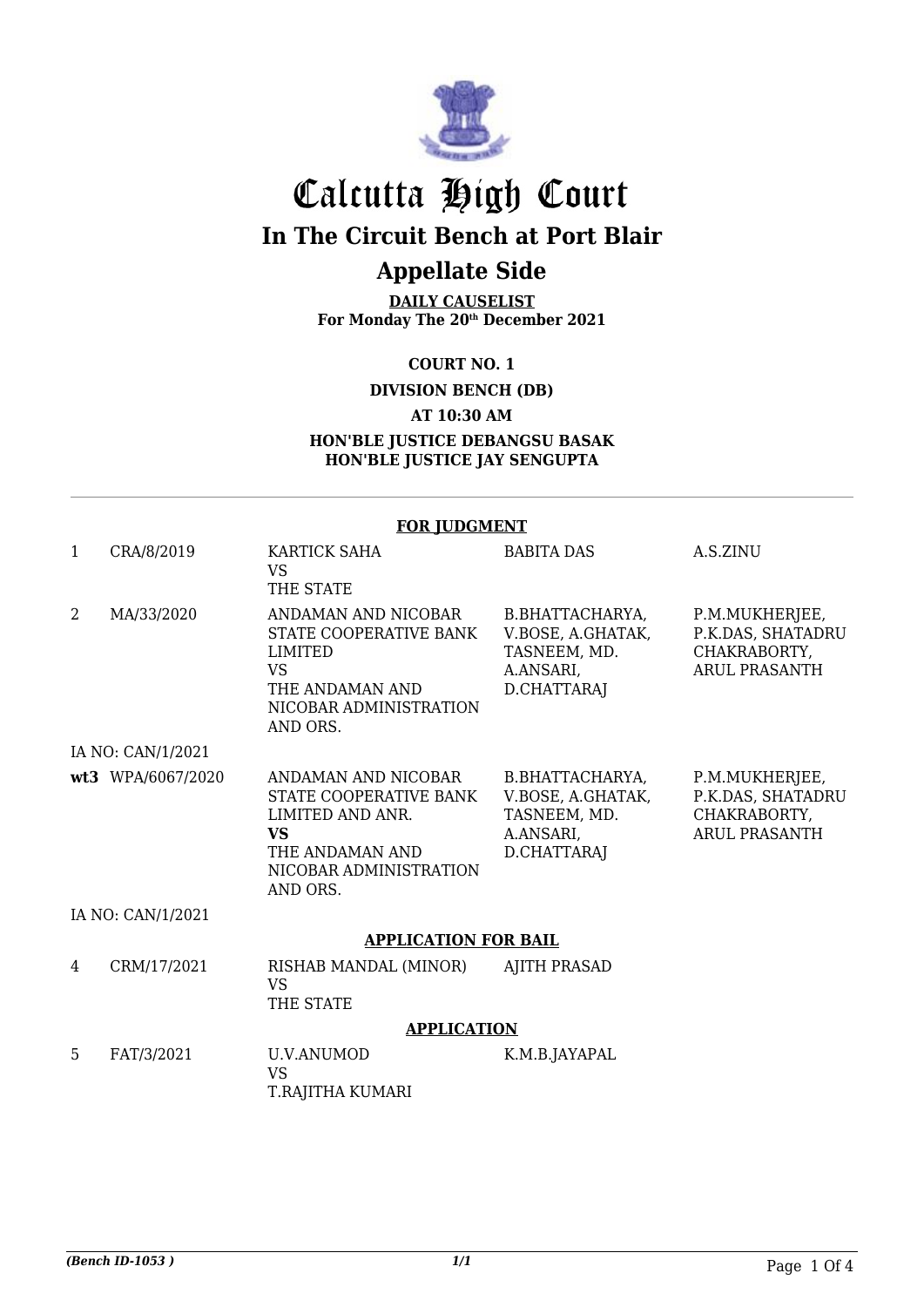# Calcutta High Court

## In The Circuit Bench at Port Blair

## Appellate Side

**DAILY CAUSELIST**
**For Monday The 20th December 2021**

**COURT NO. 1**

**DIVISION BENCH (DB)**

**AT 10:30 AM**

**HON'BLE JUSTICE DEBANGSU BASAK**
**HON'BLE JUSTICE JAY SENGUPTA**

**FOR JUDGMENT**

| | | | | |
|---|---|---|---|---|
| 1 | CRA/8/2019 | KARTICK SAHA VS THE STATE | BABITA DAS | A.S.ZINU |
| 2 | MA/33/2020 | ANDAMAN AND NICOBAR STATE COOPERATIVE BANK LIMITED VS THE ANDAMAN AND NICOBAR ADMINISTRATION AND ORS. | B.BHATTACHARYA, V.BOSE, A.GHATAK, TASNEEM, MD. A.ANSARI, D.CHATTARAJ | P.M.MUKHERJEE, P.K.DAS, SHATADRU CHAKRABORTY, ARUL PRASANTH |
| IA NO: CAN/1/2021 | | | | |
| **wt3** | WPA/6067/2020 | ANDAMAN AND NICOBAR STATE COOPERATIVE BANK LIMITED AND ANR. **VS** THE ANDAMAN AND NICOBAR ADMINISTRATION AND ORS. | B.BHATTACHARYA, V.BOSE, A.GHATAK, TASNEEM, MD. A.ANSARI, D.CHATTARAJ | P.M.MUKHERJEE, P.K.DAS, SHATADRU CHAKRABORTY, ARUL PRASANTH |
| IA NO: CAN/1/2021 | | | | |

**APPLICATION FOR BAIL**

| | | | | |
|---|---|---|---|---|
| 4 | CRM/17/2021 | RISHAB MANDAL (MINOR) VS THE STATE | AJITH PRASAD | |

**APPLICATION**

| | | | | |
|---|---|---|---|---|
| 5 | FAT/3/2021 | U.V.ANUMOD VS T.RAJITHA KUMARI | K.M.B.JAYAPAL | |

*(Bench ID-1053 )* *1/1*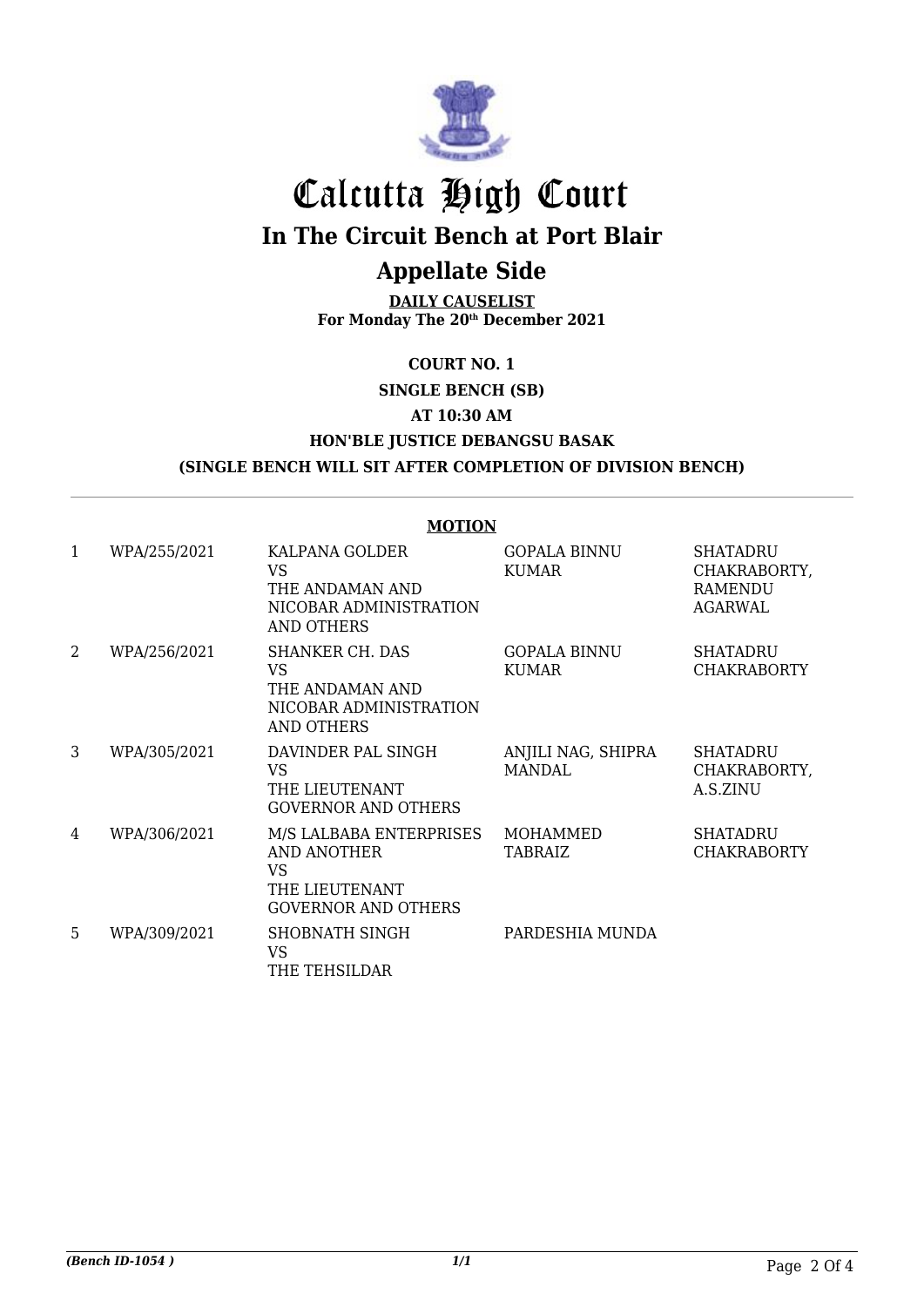# Calcutta High Court

## In The Circuit Bench at Port Blair

## Appellate Side

**DAILY CAUSELIST**
**For Monday The 20th December 2021**

**COURT NO. 1**

**SINGLE BENCH (SB)**

**AT 10:30 AM**

**HON'BLE JUSTICE DEBANGSU BASAK**

**(SINGLE BENCH WILL SIT AFTER COMPLETION OF DIVISION BENCH)**

**MOTION**

| | | | | |
|---|---|---|---|---|
| 1 | WPA/255/2021 | KALPANA GOLDER VS THE ANDAMAN AND NICOBAR ADMINISTRATION AND OTHERS | GOPALA BINNU KUMAR | SHATADRU CHAKRABORTY, RAMENDU AGARWAL |
| 2 | WPA/256/2021 | SHANKER CH. DAS VS THE ANDAMAN AND NICOBAR ADMINISTRATION AND OTHERS | GOPALA BINNU KUMAR | SHATADRU CHAKRABORTY |
| 3 | WPA/305/2021 | DAVINDER PAL SINGH VS THE LIEUTENANT GOVERNOR AND OTHERS | ANJILI NAG, SHIPRA MANDAL | SHATADRU CHAKRABORTY, A.S.ZINU |
| 4 | WPA/306/2021 | M/S LALBABA ENTERPRISES AND ANOTHER VS THE LIEUTENANT GOVERNOR AND OTHERS | MOHAMMED TABRAIZ | SHATADRU CHAKRABORTY |
| 5 | WPA/309/2021 | SHOBNATH SINGH VS THE TEHSILDAR | PARDESHIA MUNDA | |

*(Bench ID-1054 )* *1/1*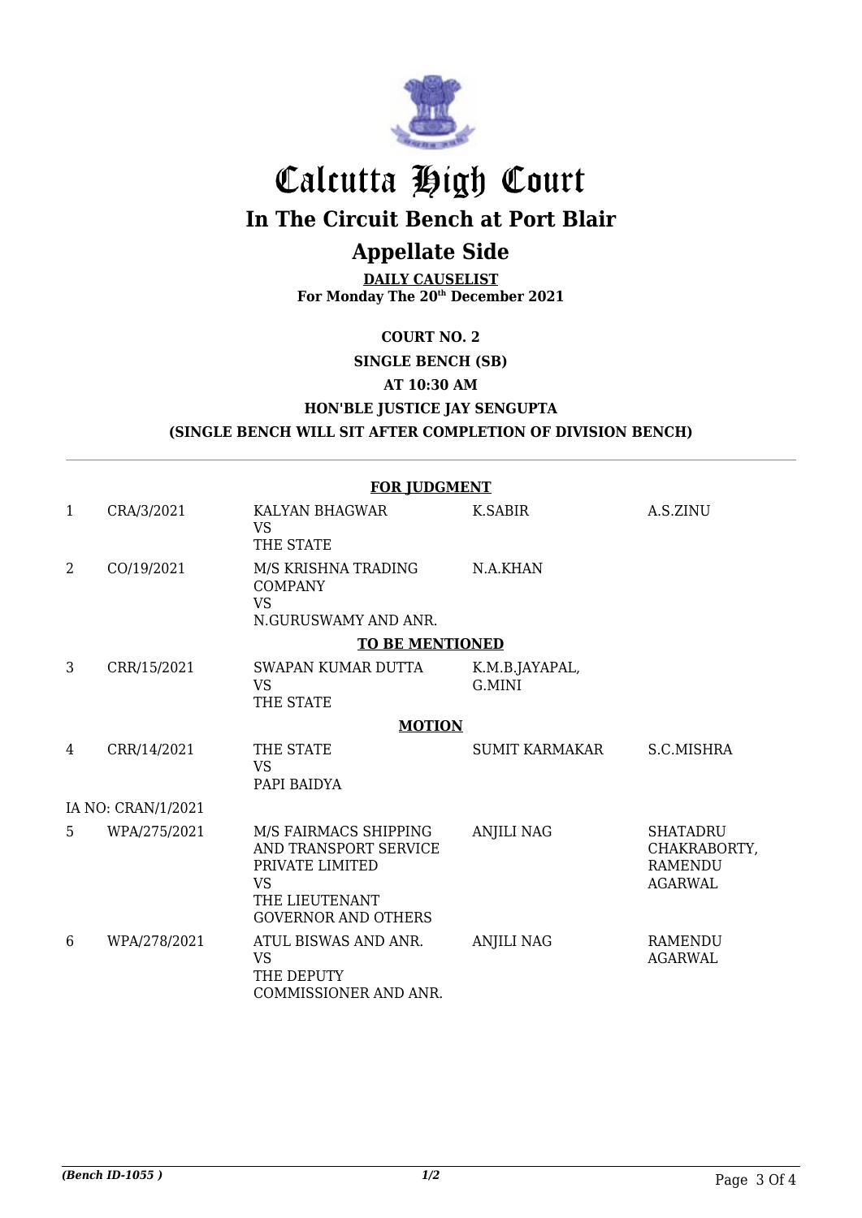# Calcutta High Court

## In The Circuit Bench at Port Blair

## Appellate Side

**DAILY CAUSELIST**
**For Monday The 20th December 2021**

**COURT NO. 2**

**SINGLE BENCH (SB)**

**AT 10:30 AM**

**HON'BLE JUSTICE JAY SENGUPTA**

**(SINGLE BENCH WILL SIT AFTER COMPLETION OF DIVISION BENCH)**

---

**FOR JUDGMENT**

| | | | | |
|---|---|---|---|---|
| 1 | CRA/3/2021 | KALYAN BHAGWAR VS THE STATE | K.SABIR | A.S.ZINU |
| 2 | CO/19/2021 | M/S KRISHNA TRADING COMPANY VS N.GURUSWAMY AND ANR. | N.A.KHAN | |

**TO BE MENTIONED**

| | | | | |
|---|---|---|---|---|
| 3 | CRR/15/2021 | SWAPAN KUMAR DUTTA VS THE STATE | K.M.B.JAYAPAL, G.MINI | |

**MOTION**

| | | | | |
|---|---|---|---|---|
| 4 | CRR/14/2021 | THE STATE VS PAPI BAIDYA | SUMIT KARMAKAR | S.C.MISHRA |
| IA NO: CRAN/1/2021 | | | | |
| 5 | WPA/275/2021 | M/S FAIRMACS SHIPPING AND TRANSPORT SERVICE PRIVATE LIMITED VS THE LIEUTENANT GOVERNOR AND OTHERS | ANJILI NAG | SHATADRU CHAKRABORTY, RAMENDU AGARWAL |
| 6 | WPA/278/2021 | ATUL BISWAS AND ANR. VS THE DEPUTY COMMISSIONER AND ANR. | ANJILI NAG | RAMENDU AGARWAL |

*(Bench ID-1055 )*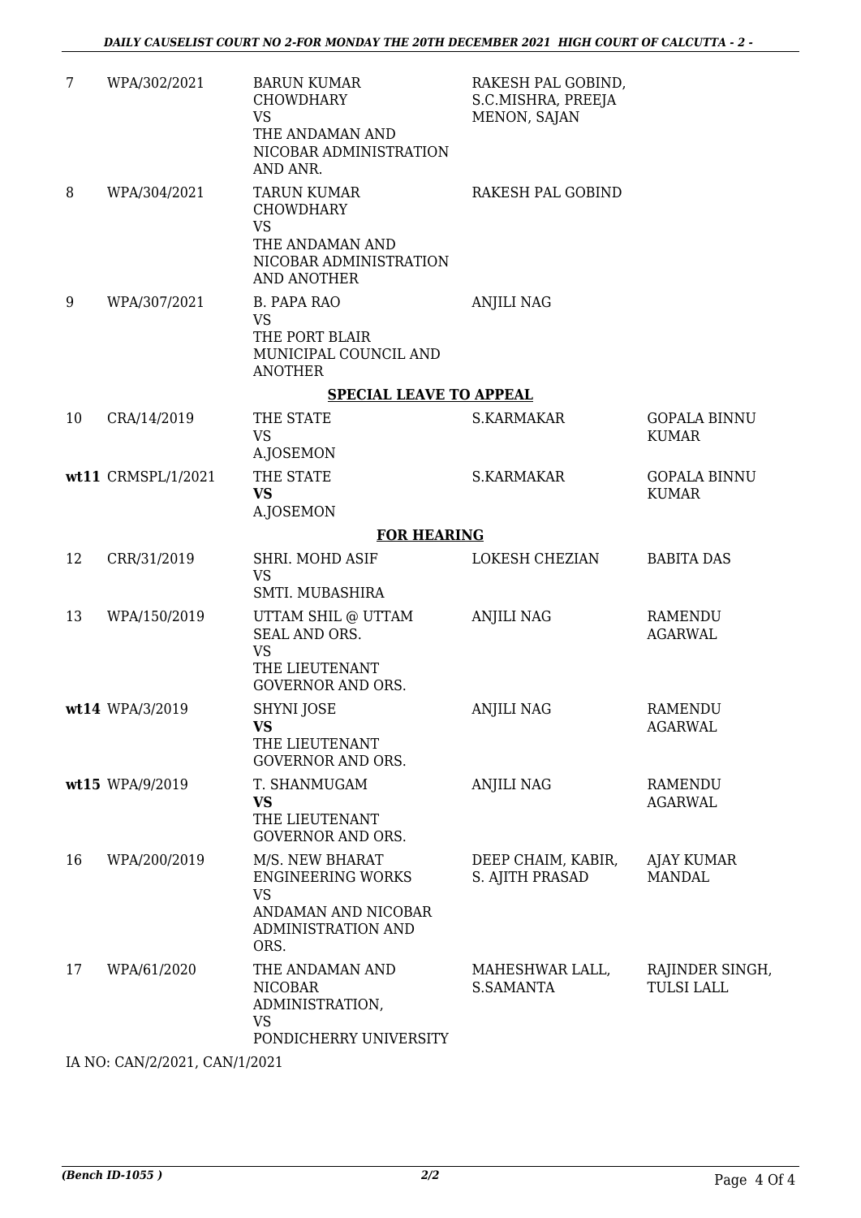| | | | | |
|---|---|---|---|---|
| 7 | WPA/302/2021 | BARUN KUMAR CHOWDHARY VS THE ANDAMAN AND NICOBAR ADMINISTRATION AND ANR. | RAKESH PAL GOBIND, S.C.MISHRA, PREEJA MENON, SAJAN | |
| 8 | WPA/304/2021 | TARUN KUMAR CHOWDHARY VS THE ANDAMAN AND NICOBAR ADMINISTRATION AND ANOTHER | RAKESH PAL GOBIND | |
| 9 | WPA/307/2021 | B. PAPA RAO VS THE PORT BLAIR MUNICIPAL COUNCIL AND ANOTHER | ANJILI NAG | |

**SPECIAL LEAVE TO APPEAL**

| | | | | |
|---|---|---|---|---|
| 10 | CRA/14/2019 | THE STATE VS A.JOSEMON | S.KARMAKAR | GOPALA BINNU KUMAR |
| **wt11** | CRMSPL/1/2021 | THE STATE **VS** A.JOSEMON | S.KARMAKAR | GOPALA BINNU KUMAR |

**FOR HEARING**

| | | | | |
|---|---|---|---|---|
| 12 | CRR/31/2019 | SHRI. MOHD ASIF VS SMTI. MUBASHIRA | LOKESH CHEZIAN | BABITA DAS |
| 13 | WPA/150/2019 | UTTAM SHIL @ UTTAM SEAL AND ORS. VS THE LIEUTENANT GOVERNOR AND ORS. | ANJILI NAG | RAMENDU AGARWAL |
| **wt14** | WPA/3/2019 | SHYNI JOSE **VS** THE LIEUTENANT GOVERNOR AND ORS. | ANJILI NAG | RAMENDU AGARWAL |
| **wt15** | WPA/9/2019 | T. SHANMUGAM **VS** THE LIEUTENANT GOVERNOR AND ORS. | ANJILI NAG | RAMENDU AGARWAL |
| 16 | WPA/200/2019 | M/S. NEW BHARAT ENGINEERING WORKS VS ANDAMAN AND NICOBAR ADMINISTRATION AND ORS. | DEEP CHAIM, KABIR, S. AJITH PRASAD | AJAY KUMAR MANDAL |
| 17 | WPA/61/2020 | THE ANDAMAN AND NICOBAR ADMINISTRATION, VS PONDICHERRY UNIVERSITY | MAHESHWAR LALL, S.SAMANTA | RAJINDER SINGH, TULSI LALL |

IA NO: CAN/2/2021, CAN/1/2021

*(Bench ID-1055 )* *2/2*